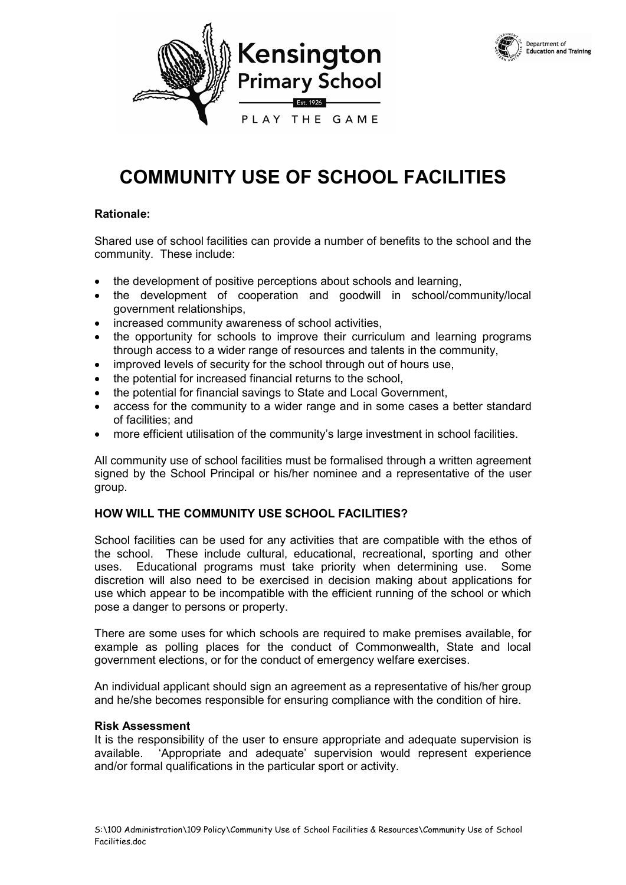# COMMUNITY USE OF SCHOOL FACILITIES

**Rationale:**

Shared use of school facilities can provide a number of benefits to the school and the community. These include:

- the development of positive perceptions about schools and learning,
- the development of cooperation and goodwill in school/community/local government relationships,
- increased community awareness of school activities,
- the opportunity for schools to improve their curriculum and learning programs through access to a wider range of resources and talents in the community,
- improved levels of security for the school through out of hours use,
- the potential for increased financial returns to the school,
- the potential for financial savings to State and Local Government,
- access for the community to a wider range and in some cases a better standard of facilities; and
- more efficient utilisation of the community's large investment in school facilities.

All community use of school facilities must be formalised through a written agreement signed by the School Principal or his/her nominee and a representative of the user group.

**HOW WILL THE COMMUNITY USE SCHOOL FACILITIES?**

School facilities can be used for any activities that are compatible with the ethos of the school. These include cultural, educational, recreational, sporting and other uses. Educational programs must take priority when determining use. Some discretion will also need to be exercised in decision making about applications for use which appear to be incompatible with the efficient running of the school or which pose a danger to persons or property.

There are some uses for which schools are required to make premises available, for example as polling places for the conduct of Commonwealth, State and local government elections, or for the conduct of emergency welfare exercises.

An individual applicant should sign an agreement as a representative of his/her group and he/she becomes responsible for ensuring compliance with the condition of hire.

**Risk Assessment**

It is the responsibility of the user to ensure appropriate and adequate supervision is available. 'Appropriate and adequate' supervision would represent experience and/or formal qualifications in the particular sport or activity.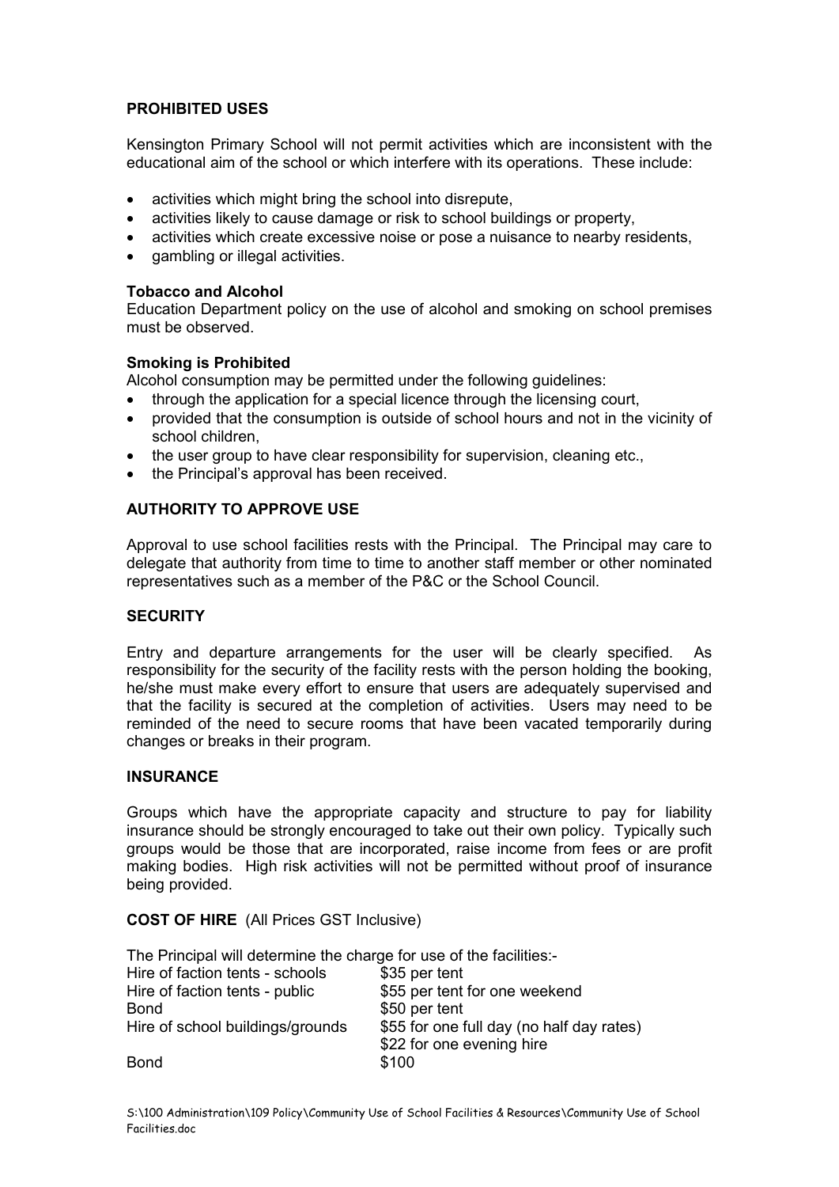## PROHIBITED USES

Kensington Primary School will not permit activities which are inconsistent with the educational aim of the school or which interfere with its operations. These include:

- activities which might bring the school into disrepute,
- activities likely to cause damage or risk to school buildings or property,
- activities which create excessive noise or pose a nuisance to nearby residents,
- gambling or illegal activities.

### Tobacco and Alcohol

Education Department policy on the use of alcohol and smoking on school premises must be observed.

### Smoking is Prohibited

Alcohol consumption may be permitted under the following guidelines:

- through the application for a special licence through the licensing court,
- provided that the consumption is outside of school hours and not in the vicinity of school children,
- the user group to have clear responsibility for supervision, cleaning etc.,
- the Principal's approval has been received.

## AUTHORITY TO APPROVE USE

Approval to use school facilities rests with the Principal. The Principal may care to delegate that authority from time to time to another staff member or other nominated representatives such as a member of the P&C or the School Council.

## SECURITY

Entry and departure arrangements for the user will be clearly specified. As responsibility for the security of the facility rests with the person holding the booking, he/she must make every effort to ensure that users are adequately supervised and that the facility is secured at the completion of activities. Users may need to be reminded of the need to secure rooms that have been vacated temporarily during changes or breaks in their program.

## INSURANCE

Groups which have the appropriate capacity and structure to pay for liability insurance should be strongly encouraged to take out their own policy. Typically such groups would be those that are incorporated, raise income from fees or are profit making bodies. High risk activities will not be permitted without proof of insurance being provided.

## COST OF HIRE (All Prices GST Inclusive)

The Principal will determine the charge for use of the facilities:-

| | |
|---|---|
| Hire of faction tents - schools | $35 per tent |
| Hire of faction tents - public | $55 per tent for one weekend |
| Bond | $50 per tent |
| Hire of school buildings/grounds | $55 for one full day (no half day rates)<br>$22 for one evening hire |
| Bond | $100 |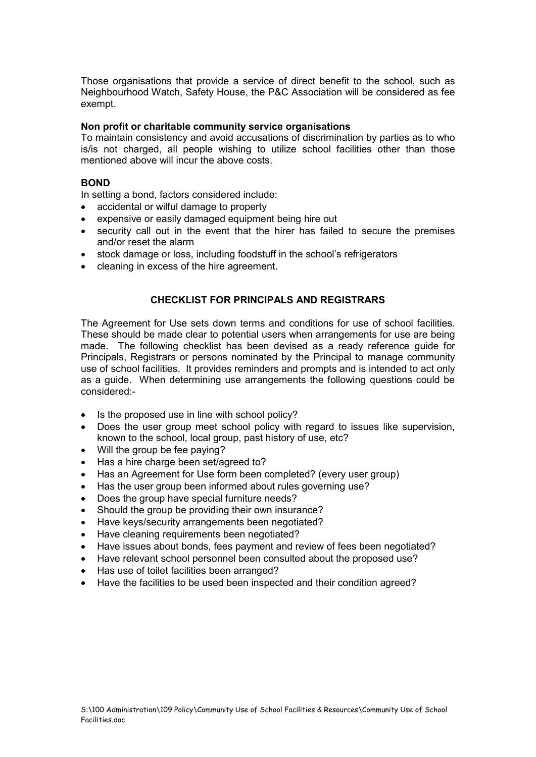Those organisations that provide a service of direct benefit to the school, such as Neighbourhood Watch, Safety House, the P&C Association will be considered as fee exempt.

**Non profit or charitable community service organisations**

To maintain consistency and avoid accusations of discrimination by parties as to who is/is not charged, all people wishing to utilize school facilities other than those mentioned above will incur the above costs.

## BOND

In setting a bond, factors considered include:

- accidental or wilful damage to property
- expensive or easily damaged equipment being hire out
- security call out in the event that the hirer has failed to secure the premises and/or reset the alarm
- stock damage or loss, including foodstuff in the school's refrigerators
- cleaning in excess of the hire agreement.

## CHECKLIST FOR PRINCIPALS AND REGISTRARS

The Agreement for Use sets down terms and conditions for use of school facilities. These should be made clear to potential users when arrangements for use are being made. The following checklist has been devised as a ready reference guide for Principals, Registrars or persons nominated by the Principal to manage community use of school facilities. It provides reminders and prompts and is intended to act only as a guide. When determining use arrangements the following questions could be considered:-

- Is the proposed use in line with school policy?
- Does the user group meet school policy with regard to issues like supervision, known to the school, local group, past history of use, etc?
- Will the group be fee paying?
- Has a hire charge been set/agreed to?
- Has an Agreement for Use form been completed? (every user group)
- Has the user group been informed about rules governing use?
- Does the group have special furniture needs?
- Should the group be providing their own insurance?
- Have keys/security arrangements been negotiated?
- Have cleaning requirements been negotiated?
- Have issues about bonds, fees payment and review of fees been negotiated?
- Have relevant school personnel been consulted about the proposed use?
- Has use of toilet facilities been arranged?
- Have the facilities to be used been inspected and their condition agreed?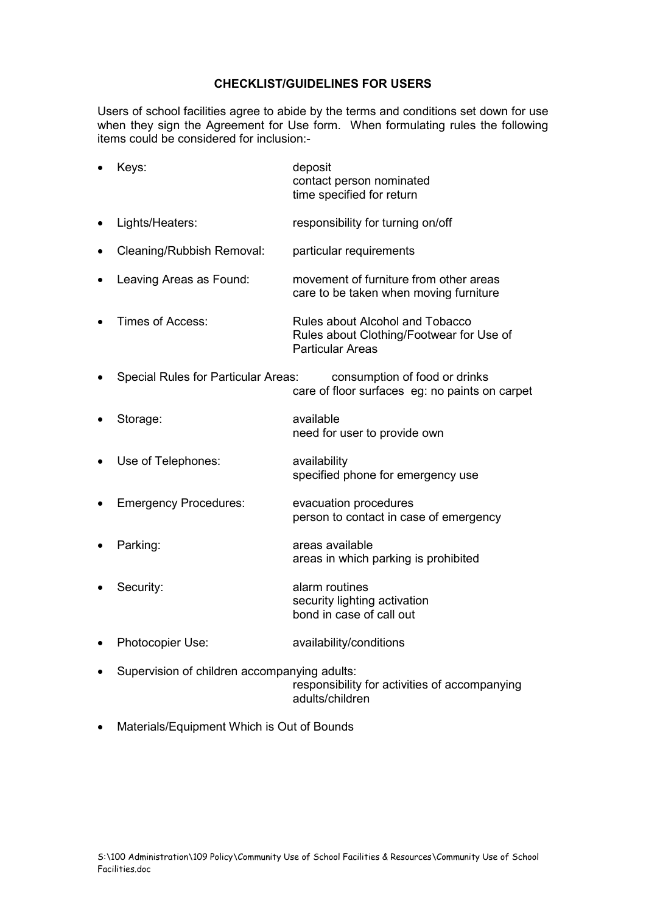## CHECKLIST/GUIDELINES FOR USERS

Users of school facilities agree to abide by the terms and conditions set down for use when they sign the Agreement for Use form. When formulating rules the following items could be considered for inclusion:-

- Keys: deposit
  contact person nominated
  time specified for return
- Lights/Heaters: responsibility for turning on/off
- Cleaning/Rubbish Removal: particular requirements
- Leaving Areas as Found: movement of furniture from other areas
  care to be taken when moving furniture
- Times of Access: Rules about Alcohol and Tobacco
  Rules about Clothing/Footwear for Use of Particular Areas
- Special Rules for Particular Areas: consumption of food or drinks
  care of floor surfaces eg: no paints on carpet
- Storage: available
  need for user to provide own
- Use of Telephones: availability
  specified phone for emergency use
- Emergency Procedures: evacuation procedures
  person to contact in case of emergency
- Parking: areas available
  areas in which parking is prohibited
- Security: alarm routines
  security lighting activation
  bond in case of call out
- Photocopier Use: availability/conditions
- Supervision of children accompanying adults:
  responsibility for activities of accompanying adults/children
- Materials/Equipment Which is Out of Bounds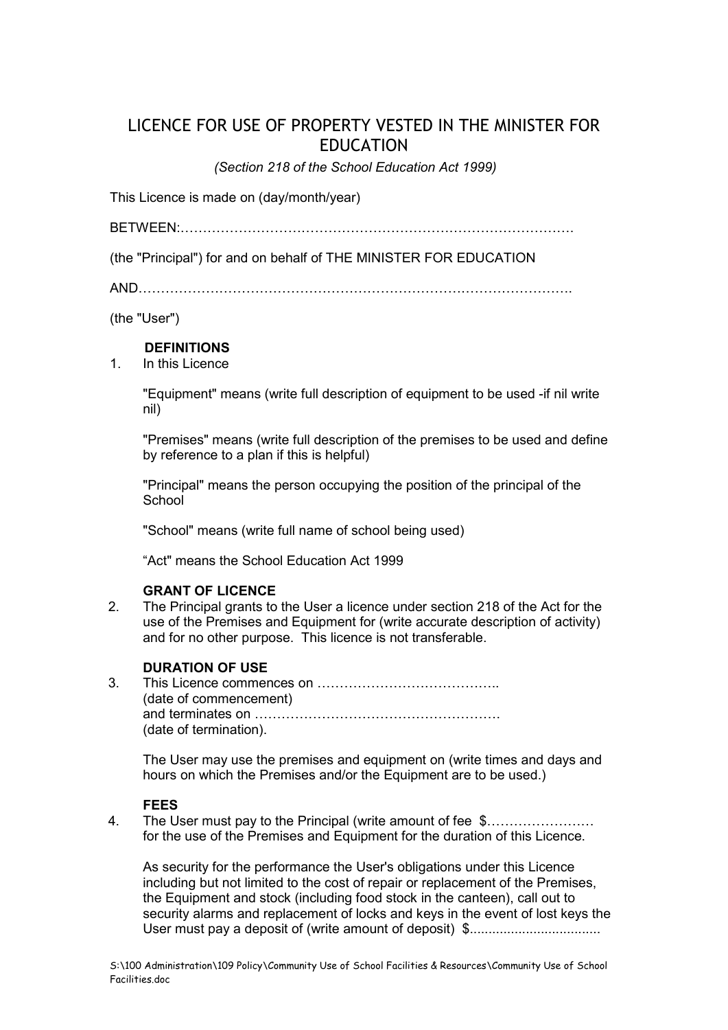# LICENCE FOR USE OF PROPERTY VESTED IN THE MINISTER FOR EDUCATION

*(Section 218 of the School Education Act 1999)*

This Licence is made on (day/month/year)

BETWEEN:……………………………………………………………………………

(the "Principal") for and on behalf of THE MINISTER FOR EDUCATION

AND…………………………………………………………………………………….

(the "User")

**DEFINITIONS**

1. In this Licence

   "Equipment" means (write full description of equipment to be used -if nil write nil)

   "Premises" means (write full description of the premises to be used and define by reference to a plan if this is helpful)

   "Principal" means the person occupying the position of the principal of the School

   "School" means (write full name of school being used)

   "Act" means the School Education Act 1999

**GRANT OF LICENCE**

2. The Principal grants to the User a licence under section 218 of the Act for the use of the Premises and Equipment for (write accurate description of activity) and for no other purpose. This licence is not transferable.

**DURATION OF USE**

3. This Licence commences on ………………………………….. (date of commencement) and terminates on ………………………………………………. (date of termination).

   The User may use the premises and equipment on (write times and days and hours on which the Premises and/or the Equipment are to be used.)

**FEES**

4. The User must pay to the Principal (write amount of fee $…………………… for the use of the Premises and Equipment for the duration of this Licence.

   As security for the performance the User's obligations under this Licence including but not limited to the cost of repair or replacement of the Premises, the Equipment and stock (including food stock in the canteen), call out to security alarms and replacement of locks and keys in the event of lost keys the User must pay a deposit of (write amount of deposit) $..................................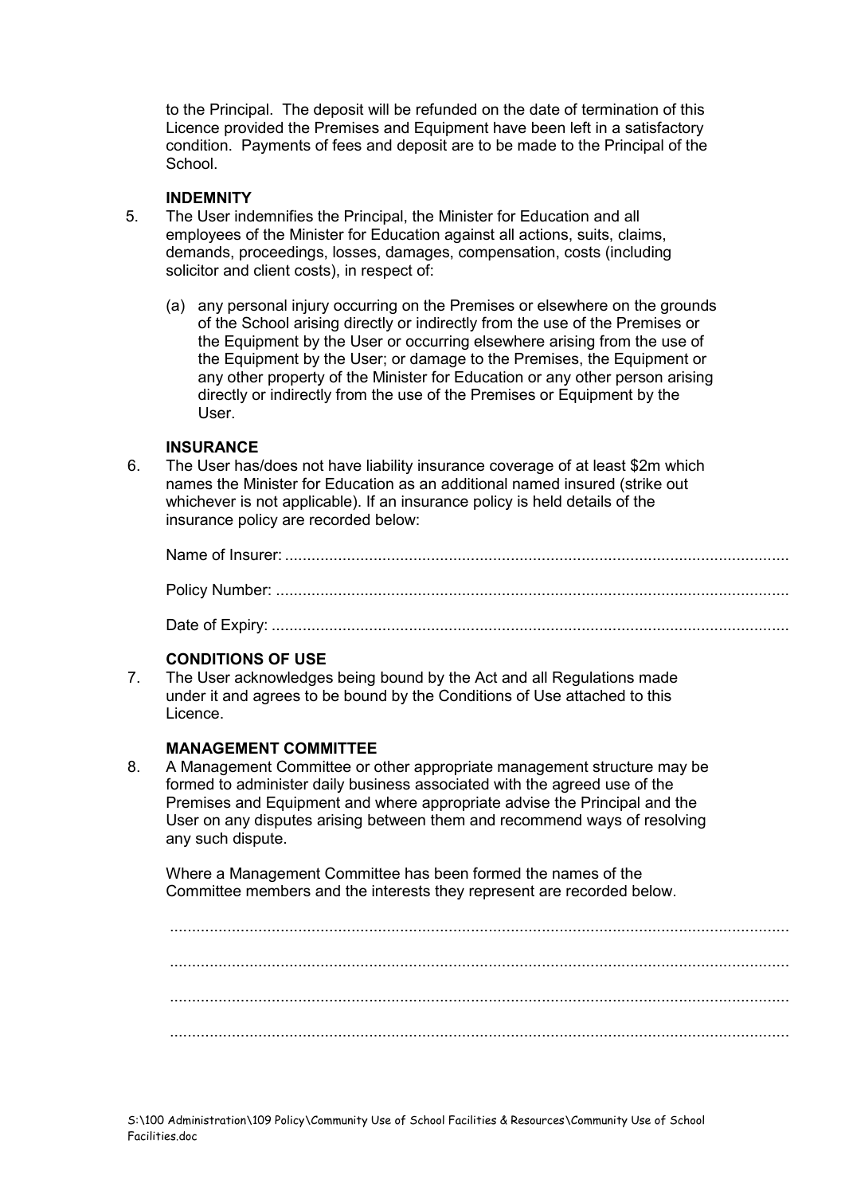to the Principal. The deposit will be refunded on the date of termination of this Licence provided the Premises and Equipment have been left in a satisfactory condition. Payments of fees and deposit are to be made to the Principal of the School.

**INDEMNITY**

5. The User indemnifies the Principal, the Minister for Education and all employees of the Minister for Education against all actions, suits, claims, demands, proceedings, losses, damages, compensation, costs (including solicitor and client costs), in respect of:

   (a) any personal injury occurring on the Premises or elsewhere on the grounds of the School arising directly or indirectly from the use of the Premises or the Equipment by the User or occurring elsewhere arising from the use of the Equipment by the User; or damage to the Premises, the Equipment or any other property of the Minister for Education or any other person arising directly or indirectly from the use of the Premises or Equipment by the User.

**INSURANCE**

6. The User has/does not have liability insurance coverage of at least $2m which names the Minister for Education as an additional named insured (strike out whichever is not applicable). If an insurance policy is held details of the insurance policy are recorded below:

   Name of Insurer: ..........................................................................................................

   Policy Number: ............................................................................................................

   Date of Expiry: .............................................................................................................

**CONDITIONS OF USE**

7. The User acknowledges being bound by the Act and all Regulations made under it and agrees to be bound by the Conditions of Use attached to this Licence.

**MANAGEMENT COMMITTEE**

8. A Management Committee or other appropriate management structure may be formed to administer daily business associated with the agreed use of the Premises and Equipment and where appropriate advise the Principal and the User on any disputes arising between them and recommend ways of resolving any such dispute.

   Where a Management Committee has been formed the names of the Committee members and the interests they represent are recorded below.

   ...................................................................................................................................

   ...................................................................................................................................

   ...................................................................................................................................

   ...................................................................................................................................

S:\100 Administration\109 Policy\Community Use of School Facilities & Resources\Community Use of School Facilities.doc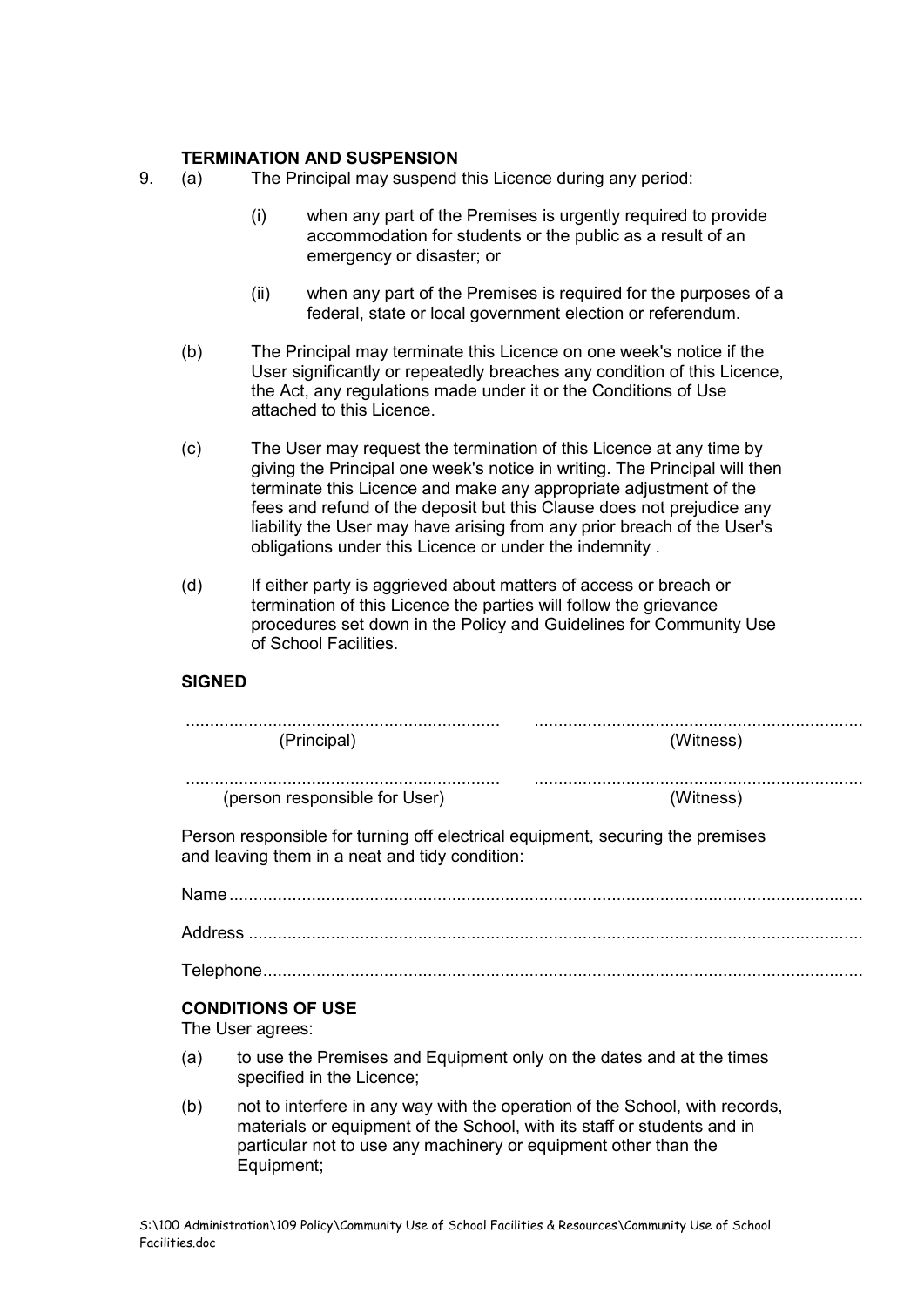**TERMINATION AND SUSPENSION**

9. (a) The Principal may suspend this Licence during any period:

   (i) when any part of the Premises is urgently required to provide accommodation for students or the public as a result of an emergency or disaster; or

   (ii) when any part of the Premises is required for the purposes of a federal, state or local government election or referendum.

   (b) The Principal may terminate this Licence on one week's notice if the User significantly or repeatedly breaches any condition of this Licence, the Act, any regulations made under it or the Conditions of Use attached to this Licence.

   (c) The User may request the termination of this Licence at any time by giving the Principal one week's notice in writing. The Principal will then terminate this Licence and make any appropriate adjustment of the fees and refund of the deposit but this Clause does not prejudice any liability the User may have arising from any prior breach of the User's obligations under this Licence or under the indemnity .

   (d) If either party is aggrieved about matters of access or breach or termination of this Licence the parties will follow the grievance procedures set down in the Policy and Guidelines for Community Use of School Facilities.

**SIGNED**

| ................................................................ | ................................................................ |
|---|---|
| (Principal) | (Witness) |
| ................................................................ | ................................................................ |
| (person responsible for User) | (Witness) |

Person responsible for turning off electrical equipment, securing the premises and leaving them in a neat and tidy condition:

Name ..............................................................................................................................

Address ..........................................................................................................................

Telephone .......................................................................................................................

**CONDITIONS OF USE**

The User agrees:

(a) to use the Premises and Equipment only on the dates and at the times specified in the Licence;

(b) not to interfere in any way with the operation of the School, with records, materials or equipment of the School, with its staff or students and in particular not to use any machinery or equipment other than the Equipment;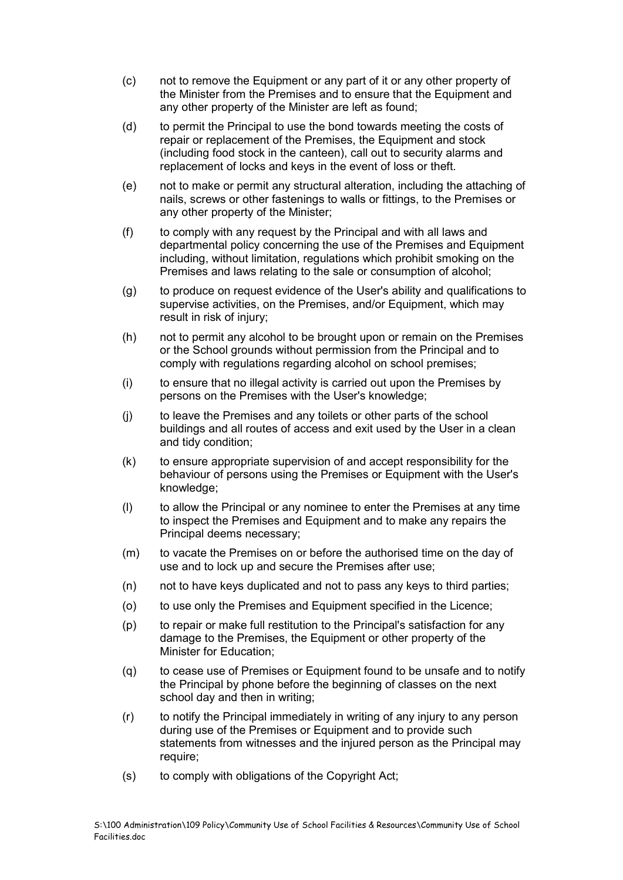(c) not to remove the Equipment or any part of it or any other property of the Minister from the Premises and to ensure that the Equipment and any other property of the Minister are left as found;

(d) to permit the Principal to use the bond towards meeting the costs of repair or replacement of the Premises, the Equipment and stock (including food stock in the canteen), call out to security alarms and replacement of locks and keys in the event of loss or theft.

(e) not to make or permit any structural alteration, including the attaching of nails, screws or other fastenings to walls or fittings, to the Premises or any other property of the Minister;

(f) to comply with any request by the Principal and with all laws and departmental policy concerning the use of the Premises and Equipment including, without limitation, regulations which prohibit smoking on the Premises and laws relating to the sale or consumption of alcohol;

(g) to produce on request evidence of the User's ability and qualifications to supervise activities, on the Premises, and/or Equipment, which may result in risk of injury;

(h) not to permit any alcohol to be brought upon or remain on the Premises or the School grounds without permission from the Principal and to comply with regulations regarding alcohol on school premises;

(i) to ensure that no illegal activity is carried out upon the Premises by persons on the Premises with the User's knowledge;

(j) to leave the Premises and any toilets or other parts of the school buildings and all routes of access and exit used by the User in a clean and tidy condition;

(k) to ensure appropriate supervision of and accept responsibility for the behaviour of persons using the Premises or Equipment with the User's knowledge;

(l) to allow the Principal or any nominee to enter the Premises at any time to inspect the Premises and Equipment and to make any repairs the Principal deems necessary;

(m) to vacate the Premises on or before the authorised time on the day of use and to lock up and secure the Premises after use;

(n) not to have keys duplicated and not to pass any keys to third parties;

(o) to use only the Premises and Equipment specified in the Licence;

(p) to repair or make full restitution to the Principal's satisfaction for any damage to the Premises, the Equipment or other property of the Minister for Education;

(q) to cease use of Premises or Equipment found to be unsafe and to notify the Principal by phone before the beginning of classes on the next school day and then in writing;

(r) to notify the Principal immediately in writing of any injury to any person during use of the Premises or Equipment and to provide such statements from witnesses and the injured person as the Principal may require;

(s) to comply with obligations of the Copyright Act;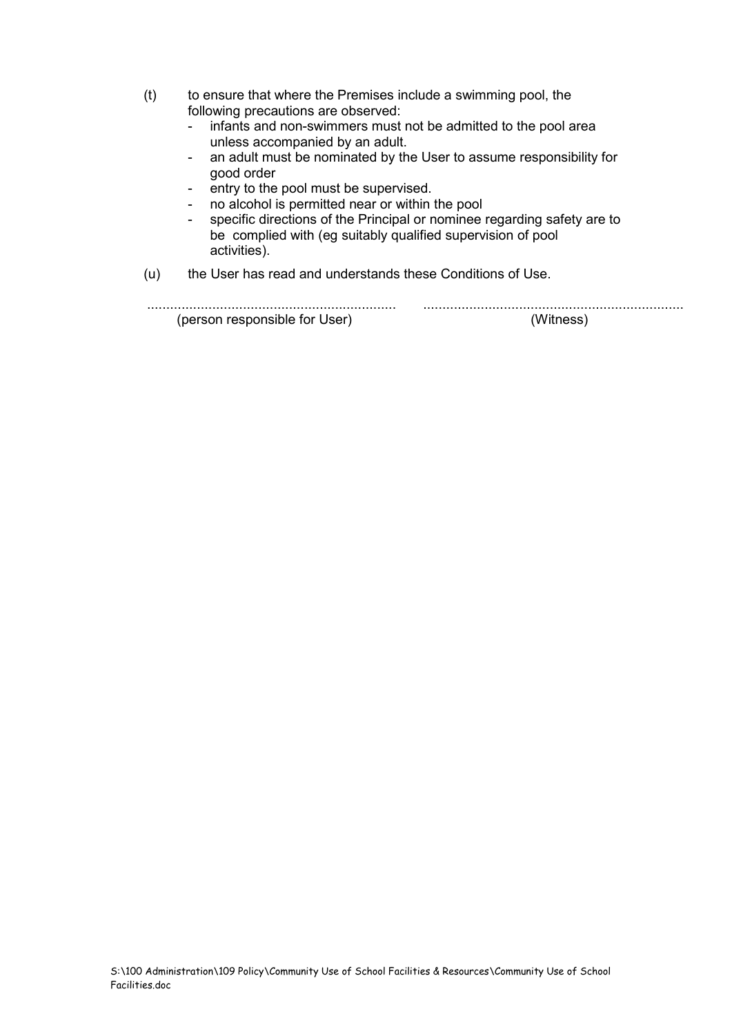(t) to ensure that where the Premises include a swimming pool, the following precautions are observed:

- infants and non-swimmers must not be admitted to the pool area unless accompanied by an adult.
- an adult must be nominated by the User to assume responsibility for good order
- entry to the pool must be supervised.
- no alcohol is permitted near or within the pool
- specific directions of the Principal or nominee regarding safety are to be complied with (eg suitably qualified supervision of pool activities).

(u) the User has read and understands these Conditions of Use.

| | |
|---|---|
| ................................................................. | .................................................................... |
| (person responsible for User) | (Witness) |

S:\100 Administration\109 Policy\Community Use of School Facilities & Resources\Community Use of School Facilities.doc